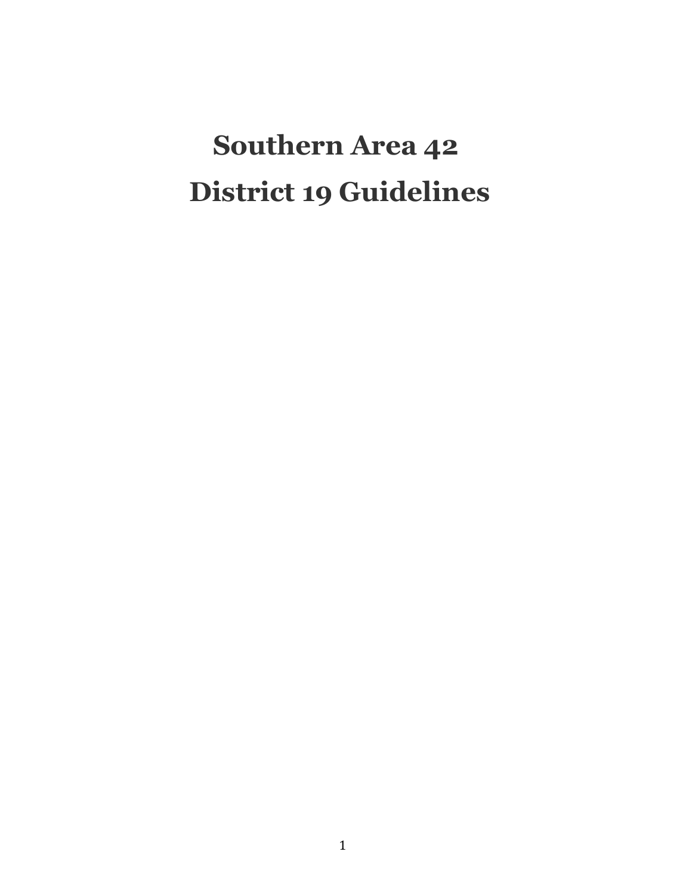# Southern Area 42
# District 19 Guidelines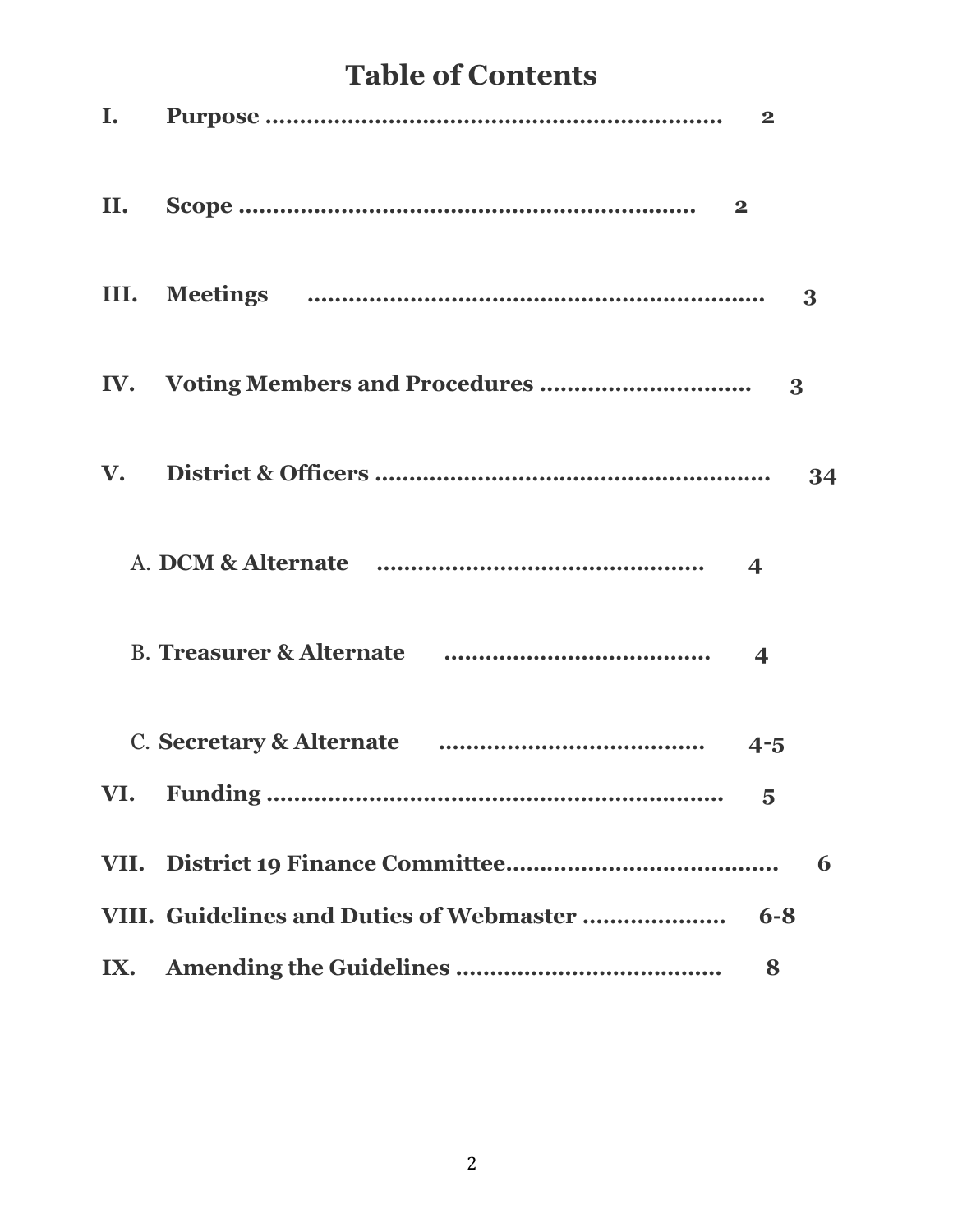# Table of Contents

**I. Purpose ............................................................ 2**

**II. Scope ............................................................ 2**

**III. Meetings ............................................................ 3**

**IV. Voting Members and Procedures ............................ 3**

**V. District & Officers ................................................. 34**

A. **DCM & Alternate ........................................ 4**

B. **Treasurer & Alternate ................................ 4**

C. **Secretary & Alternate ................................ 4-5**

**VI. Funding ............................................................ 5**

**VII. District 19 Finance Committee.................................... 6**

**VIII. Guidelines and Duties of Webmaster .................... 6-8**

**IX. Amending the Guidelines ...................................... 8**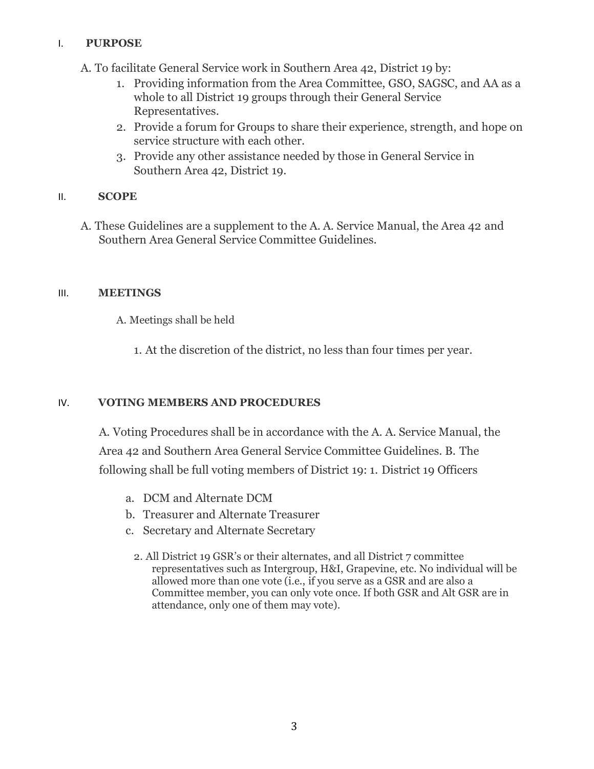## I. PURPOSE

A. To facilitate General Service work in Southern Area 42, District 19 by:

1. Providing information from the Area Committee, GSO, SAGSC, and AA as a whole to all District 19 groups through their General Service Representatives.
2. Provide a forum for Groups to share their experience, strength, and hope on service structure with each other.
3. Provide any other assistance needed by those in General Service in Southern Area 42, District 19.

## II. SCOPE

A. These Guidelines are a supplement to the A. A. Service Manual, the Area 42 and Southern Area General Service Committee Guidelines.

## III. MEETINGS

A. Meetings shall be held

1. At the discretion of the district, no less than four times per year.

## IV. VOTING MEMBERS AND PROCEDURES

A. Voting Procedures shall be in accordance with the A. A. Service Manual, the Area 42 and Southern Area General Service Committee Guidelines. B. The following shall be full voting members of District 19: 1. District 19 Officers

a. DCM and Alternate DCM
b. Treasurer and Alternate Treasurer
c. Secretary and Alternate Secretary

2. All District 19 GSR's or their alternates, and all District 7 committee representatives such as Intergroup, H&I, Grapevine, etc. No individual will be allowed more than one vote (i.e., if you serve as a GSR and are also a Committee member, you can only vote once. If both GSR and Alt GSR are in attendance, only one of them may vote).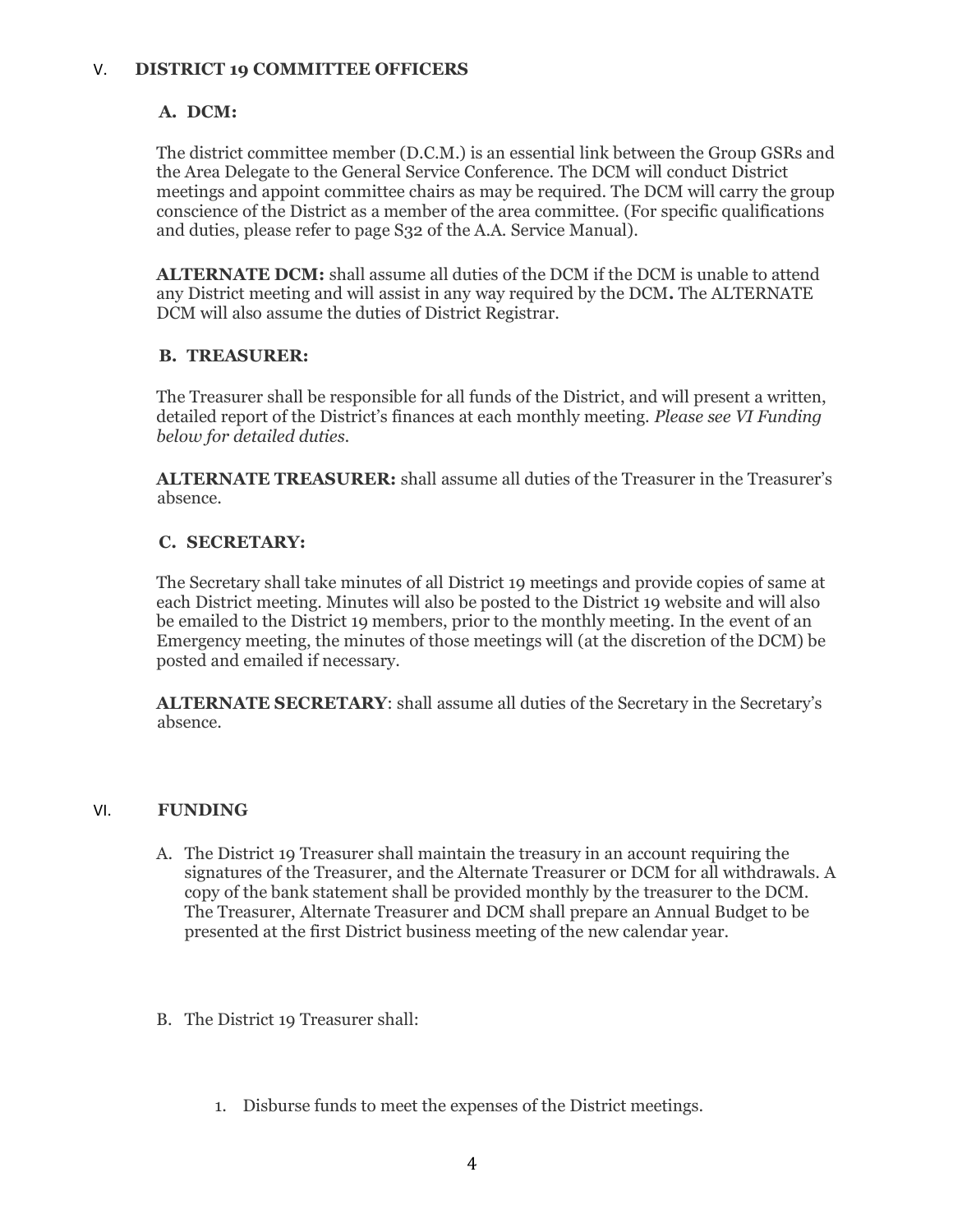## V. DISTRICT 19 COMMITTEE OFFICERS

### A. DCM:

The district committee member (D.C.M.) is an essential link between the Group GSRs and the Area Delegate to the General Service Conference. The DCM will conduct District meetings and appoint committee chairs as may be required. The DCM will carry the group conscience of the District as a member of the area committee. (For specific qualifications and duties, please refer to page S32 of the A.A. Service Manual).

**ALTERNATE DCM:** shall assume all duties of the DCM if the DCM is unable to attend any District meeting and will assist in any way required by the DCM**.** The ALTERNATE DCM will also assume the duties of District Registrar.

### B. TREASURER:

The Treasurer shall be responsible for all funds of the District, and will present a written, detailed report of the District's finances at each monthly meeting. *Please see VI Funding below for detailed duties.*

**ALTERNATE TREASURER:** shall assume all duties of the Treasurer in the Treasurer's absence.

### C. SECRETARY:

The Secretary shall take minutes of all District 19 meetings and provide copies of same at each District meeting. Minutes will also be posted to the District 19 website and will also be emailed to the District 19 members, prior to the monthly meeting. In the event of an Emergency meeting, the minutes of those meetings will (at the discretion of the DCM) be posted and emailed if necessary.

**ALTERNATE SECRETARY**: shall assume all duties of the Secretary in the Secretary's absence.

## VI. FUNDING

A. The District 19 Treasurer shall maintain the treasury in an account requiring the signatures of the Treasurer, and the Alternate Treasurer or DCM for all withdrawals. A copy of the bank statement shall be provided monthly by the treasurer to the DCM. The Treasurer, Alternate Treasurer and DCM shall prepare an Annual Budget to be presented at the first District business meeting of the new calendar year.

B. The District 19 Treasurer shall:

1. Disburse funds to meet the expenses of the District meetings.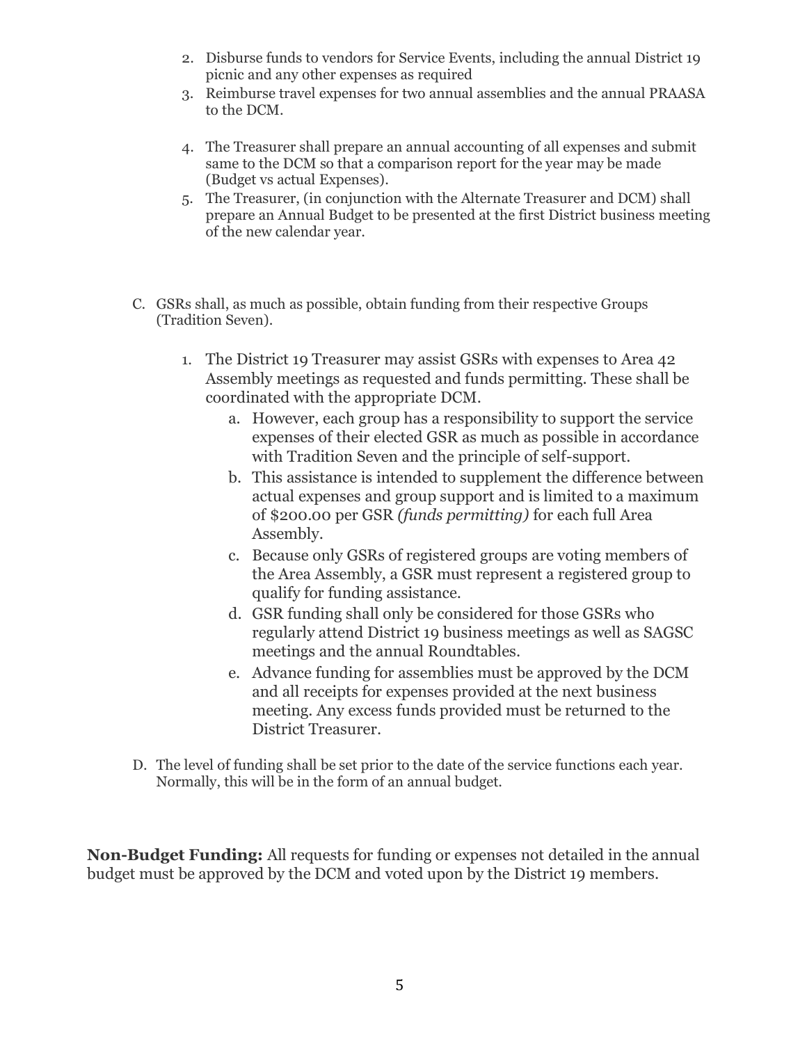2. Disburse funds to vendors for Service Events, including the annual District 19 picnic and any other expenses as required
3. Reimburse travel expenses for two annual assemblies and the annual PRAASA to the DCM.
4. The Treasurer shall prepare an annual accounting of all expenses and submit same to the DCM so that a comparison report for the year may be made (Budget vs actual Expenses).
5. The Treasurer, (in conjunction with the Alternate Treasurer and DCM) shall prepare an Annual Budget to be presented at the first District business meeting of the new calendar year.

C. GSRs shall, as much as possible, obtain funding from their respective Groups (Tradition Seven).

1. The District 19 Treasurer may assist GSRs with expenses to Area 42 Assembly meetings as requested and funds permitting. These shall be coordinated with the appropriate DCM.
   a. However, each group has a responsibility to support the service expenses of their elected GSR as much as possible in accordance with Tradition Seven and the principle of self-support.
   b. This assistance is intended to supplement the difference between actual expenses and group support and is limited to a maximum of $200.00 per GSR *(funds permitting)* for each full Area Assembly.
   c. Because only GSRs of registered groups are voting members of the Area Assembly, a GSR must represent a registered group to qualify for funding assistance.
   d. GSR funding shall only be considered for those GSRs who regularly attend District 19 business meetings as well as SAGSC meetings and the annual Roundtables.
   e. Advance funding for assemblies must be approved by the DCM and all receipts for expenses provided at the next business meeting. Any excess funds provided must be returned to the District Treasurer.

D. The level of funding shall be set prior to the date of the service functions each year. Normally, this will be in the form of an annual budget.

**Non-Budget Funding:** All requests for funding or expenses not detailed in the annual budget must be approved by the DCM and voted upon by the District 19 members.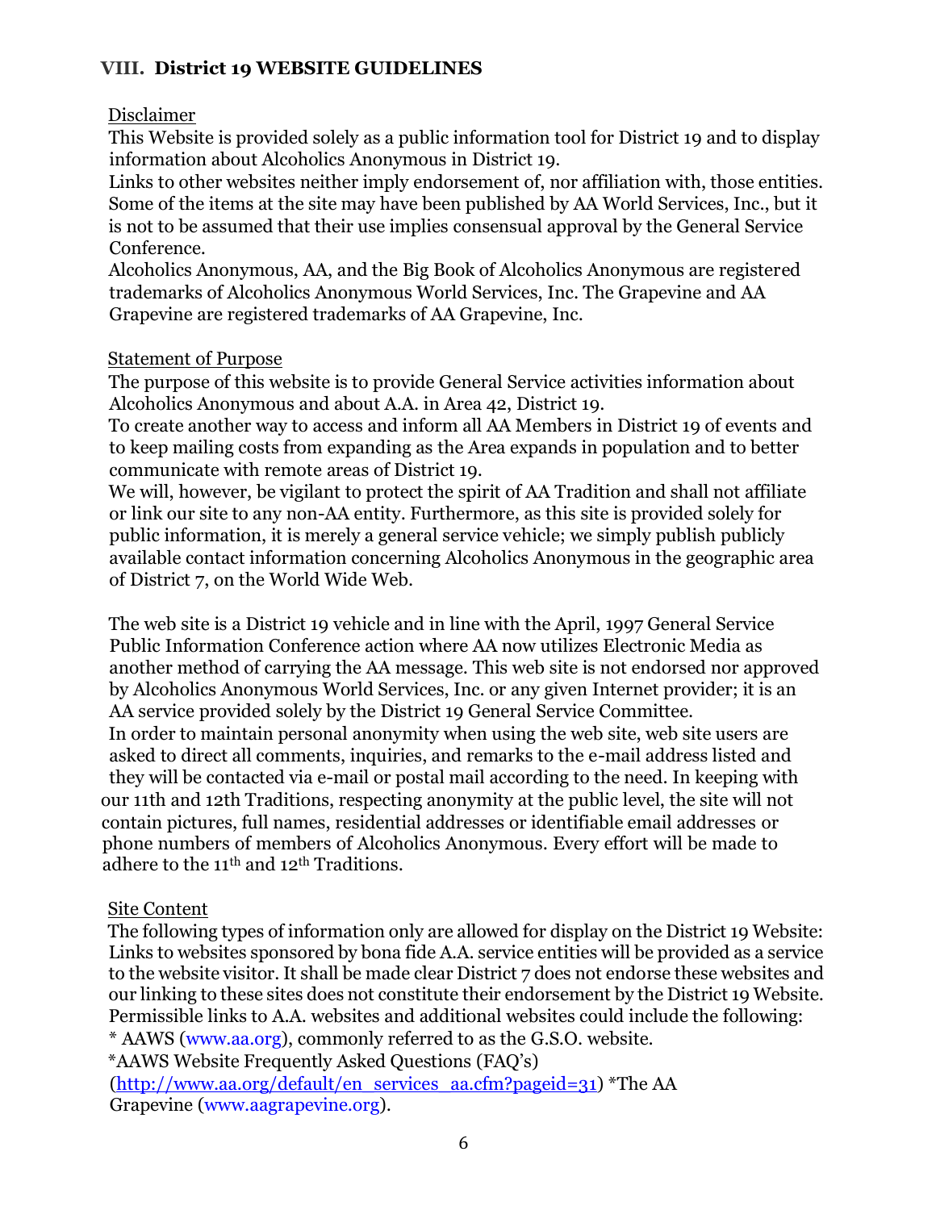## VIII. District 19 WEBSITE GUIDELINES

Disclaimer

This Website is provided solely as a public information tool for District 19 and to display information about Alcoholics Anonymous in District 19.

Links to other websites neither imply endorsement of, nor affiliation with, those entities. Some of the items at the site may have been published by AA World Services, Inc., but it is not to be assumed that their use implies consensual approval by the General Service Conference.

Alcoholics Anonymous, AA, and the Big Book of Alcoholics Anonymous are registered trademarks of Alcoholics Anonymous World Services, Inc. The Grapevine and AA Grapevine are registered trademarks of AA Grapevine, Inc.

Statement of Purpose

The purpose of this website is to provide General Service activities information about Alcoholics Anonymous and about A.A. in Area 42, District 19.

To create another way to access and inform all AA Members in District 19 of events and to keep mailing costs from expanding as the Area expands in population and to better communicate with remote areas of District 19.

We will, however, be vigilant to protect the spirit of AA Tradition and shall not affiliate or link our site to any non-AA entity. Furthermore, as this site is provided solely for public information, it is merely a general service vehicle; we simply publish publicly available contact information concerning Alcoholics Anonymous in the geographic area of District 7, on the World Wide Web.

The web site is a District 19 vehicle and in line with the April, 1997 General Service Public Information Conference action where AA now utilizes Electronic Media as another method of carrying the AA message. This web site is not endorsed nor approved by Alcoholics Anonymous World Services, Inc. or any given Internet provider; it is an AA service provided solely by the District 19 General Service Committee.

In order to maintain personal anonymity when using the web site, web site users are asked to direct all comments, inquiries, and remarks to the e-mail address listed and they will be contacted via e-mail or postal mail according to the need. In keeping with our 11th and 12th Traditions, respecting anonymity at the public level, the site will not contain pictures, full names, residential addresses or identifiable email addresses or phone numbers of members of Alcoholics Anonymous. Every effort will be made to adhere to the 11th and 12th Traditions.

Site Content

The following types of information only are allowed for display on the District 19 Website: Links to websites sponsored by bona fide A.A. service entities will be provided as a service to the website visitor. It shall be made clear District 7 does not endorse these websites and our linking to these sites does not constitute their endorsement by the District 19 Website. Permissible links to A.A. websites and additional websites could include the following:

* AAWS (www.aa.org), commonly referred to as the G.S.O. website.

*AAWS Website Frequently Asked Questions (FAQ's) (http://www.aa.org/default/en_services_aa.cfm?pageid=31) *The AA Grapevine (www.aagrapevine.org).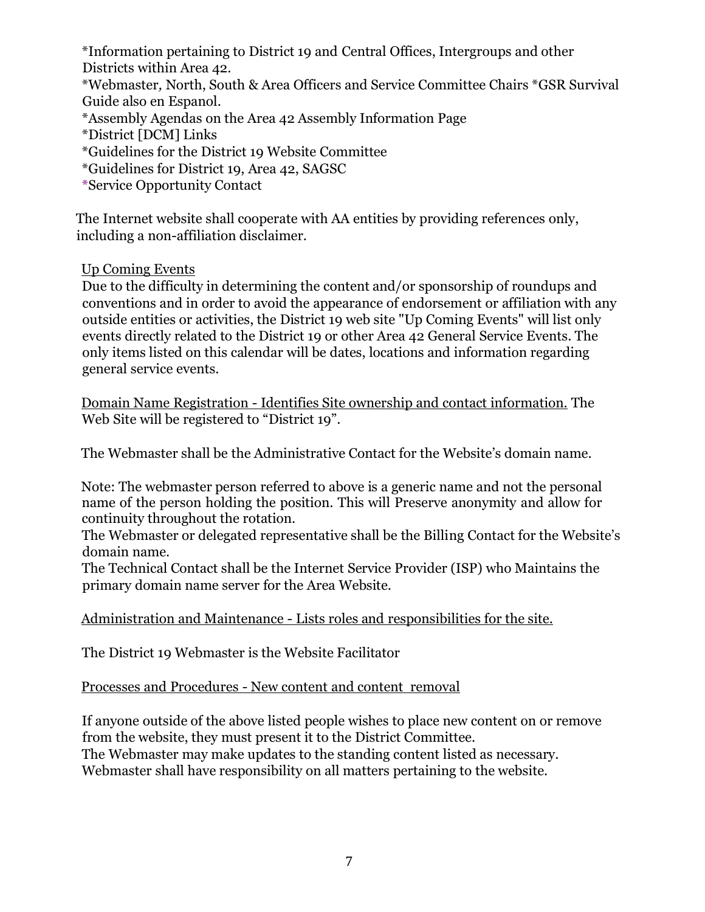*Information pertaining to District 19 and Central Offices, Intergroups and other Districts within Area 42.
*Webmaster, North, South & Area Officers and Service Committee Chairs *GSR Survival Guide also en Espanol.
*Assembly Agendas on the Area 42 Assembly Information Page
*District [DCM] Links
*Guidelines for the District 19 Website Committee
*Guidelines for District 19, Area 42, SAGSC
*Service Opportunity Contact

The Internet website shall cooperate with AA entities by providing references only, including a non-affiliation disclaimer.

<u>Up Coming Events</u>
Due to the difficulty in determining the content and/or sponsorship of roundups and conventions and in order to avoid the appearance of endorsement or affiliation with any outside entities or activities, the District 19 web site "Up Coming Events" will list only events directly related to the District 19 or other Area 42 General Service Events. The only items listed on this calendar will be dates, locations and information regarding general service events.

<u>Domain Name Registration - Identifies Site ownership and contact information.</u> The Web Site will be registered to "District 19".

The Webmaster shall be the Administrative Contact for the Website's domain name.

Note: The webmaster person referred to above is a generic name and not the personal name of the person holding the position. This will Preserve anonymity and allow for continuity throughout the rotation.
The Webmaster or delegated representative shall be the Billing Contact for the Website's domain name.
The Technical Contact shall be the Internet Service Provider (ISP) who Maintains the primary domain name server for the Area Website.

<u>Administration and Maintenance - Lists roles and responsibilities for the site.</u>

The District 19 Webmaster is the Website Facilitator

<u>Processes and Procedures - New content and content removal</u>

If anyone outside of the above listed people wishes to place new content on or remove from the website, they must present it to the District Committee.
The Webmaster may make updates to the standing content listed as necessary.
Webmaster shall have responsibility on all matters pertaining to the website.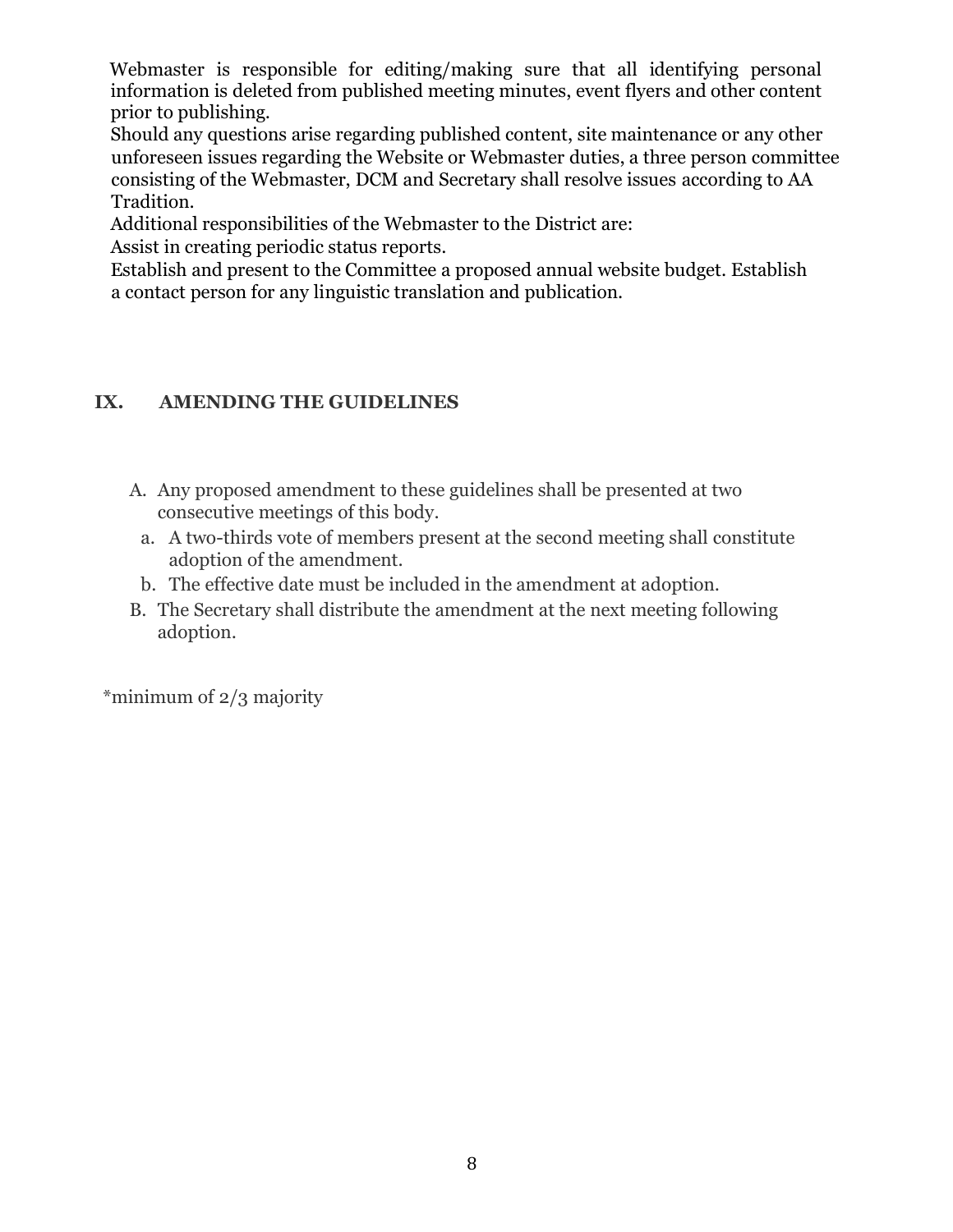Webmaster is responsible for editing/making sure that all identifying personal information is deleted from published meeting minutes, event flyers and other content prior to publishing.

Should any questions arise regarding published content, site maintenance or any other unforeseen issues regarding the Website or Webmaster duties, a three person committee consisting of the Webmaster, DCM and Secretary shall resolve issues according to AA Tradition.

Additional responsibilities of the Webmaster to the District are:

Assist in creating periodic status reports.

Establish and present to the Committee a proposed annual website budget. Establish a contact person for any linguistic translation and publication.

## IX. AMENDING THE GUIDELINES

A. Any proposed amendment to these guidelines shall be presented at two consecutive meetings of this body.
   a. A two-thirds vote of members present at the second meeting shall constitute adoption of the amendment.
   b. The effective date must be included in the amendment at adoption.

B. The Secretary shall distribute the amendment at the next meeting following adoption.

*minimum of 2/3 majority